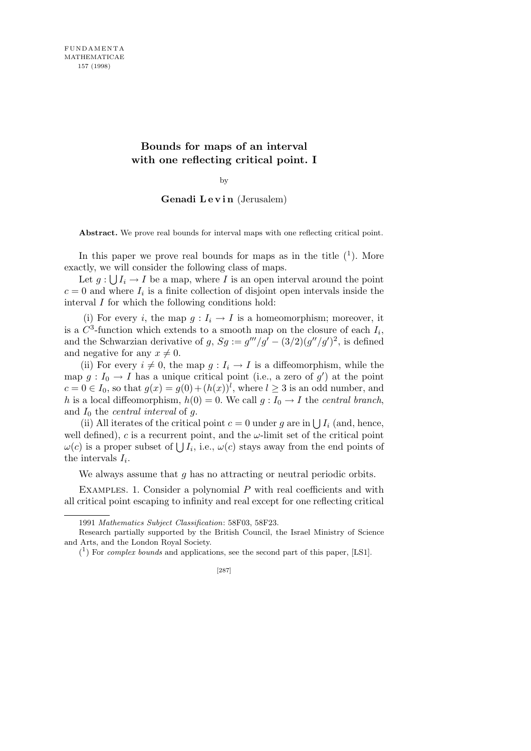# Bounds for maps of an interval with one reflecting critical point. I

by

**Genadi Levin** (Jerusalem)

**Abstract.** We prove real bounds for interval maps with one reflecting critical point.

In this paper we prove real bounds for maps as in the title ([1]). More exactly, we will consider the following class of maps.

Let $g : \bigcup I_i \to I$ be a map, where $I$ is an open interval around the point $c = 0$ and where $I_i$ is a finite collection of disjoint open intervals inside the interval $I$ for which the following conditions hold:

(i) For every $i$, the map $g : I_i \to I$ is a homeomorphism; moreover, it is a $C^3$-function which extends to a smooth map on the closure of each $I_i$, and the Schwarzian derivative of $g$, $Sg := g'''/g' - (3/2)(g''/g')^2$, is defined and negative for any $x \neq 0$.

(ii) For every $i \neq 0$, the map $g : I_i \to I$ is a diffeomorphism, while the map $g : I_0 \to I$ has a unique critical point (i.e., a zero of $g'$) at the point $c = 0 \in I_0$, so that $g(x) = g(0) + (h(x))^l$, where $l \geq 3$ is an odd number, and $h$ is a local diffeomorphism, $h(0) = 0$. We call $g : I_0 \to I$ the *central branch*, and $I_0$ the *central interval* of $g$.

(ii) All iterates of the critical point $c = 0$ under $g$ are in $\bigcup I_i$ (and, hence, well defined), $c$ is a recurrent point, and the $\omega$-limit set of the critical point $\omega(c)$ is a proper subset of $\bigcup I_i$, i.e., $\omega(c)$ stays away from the end points of the intervals $I_i$.

We always assume that $g$ has no attracting or neutral periodic orbits.

Examples. 1. Consider a polynomial $P$ with real coefficients and with all critical point escaping to infinity and real except for one reflecting critical

---

1991 *Mathematics Subject Classification*: 58F03, 58F23.

Research partially supported by the British Council, the Israel Ministry of Science and Arts, and the London Royal Society.

[1] For *complex bounds* and applications, see the second part of this paper, [LS1].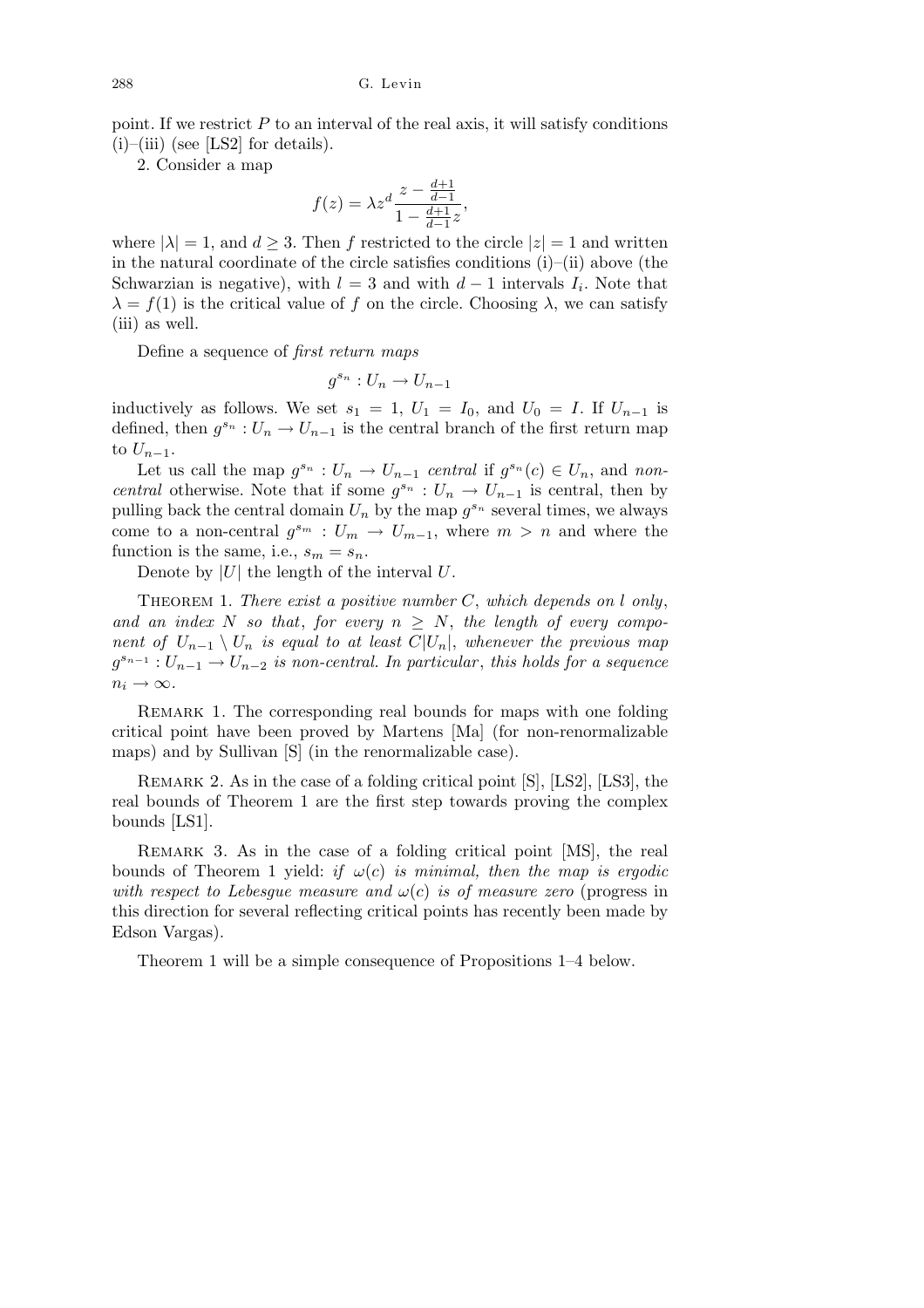point. If we restrict $P$ to an interval of the real axis, it will satisfy conditions (i)–(iii) (see [LS2] for details).

2. Consider a map

$$f(z) = \lambda z^d \frac{z - \frac{d+1}{d-1}}{1 - \frac{d+1}{d-1} z},$$

where $|\lambda| = 1$, and $d \geq 3$. Then $f$ restricted to the circle $|z| = 1$ and written in the natural coordinate of the circle satisfies conditions (i)–(ii) above (the Schwarzian is negative), with $l = 3$ and with $d - 1$ intervals $I_i$. Note that $\lambda = f(1)$ is the critical value of $f$ on the circle. Choosing $\lambda$, we can satisfy (iii) as well.

Define a sequence of *first return maps*

$$g^{s_n} : U_n \to U_{n-1}$$

inductively as follows. We set $s_1 = 1$, $U_1 = I_0$, and $U_0 = I$. If $U_{n-1}$ is defined, then $g^{s_n} : U_n \to U_{n-1}$ is the central branch of the first return map to $U_{n-1}$.

Let us call the map $g^{s_n} : U_n \to U_{n-1}$ *central* if $g^{s_n}(c) \in U_n$, and *non-central* otherwise. Note that if some $g^{s_n} : U_n \to U_{n-1}$ is central, then by pulling back the central domain $U_n$ by the map $g^{s_n}$ several times, we always come to a non-central $g^{s_m} : U_m \to U_{m-1}$, where $m > n$ and where the function is the same, i.e., $s_m = s_n$.

Denote by $|U|$ the length of the interval $U$.

Theorem 1. *There exist a positive number $C$, which depends on $l$ only, and an index $N$ so that, for every $n \geq N$, the length of every component of $U_{n-1} \setminus U_n$ is equal to at least $C|U_n|$, whenever the previous map $g^{s_{n-1}} : U_{n-1} \to U_{n-2}$ is non-central. In particular, this holds for a sequence $n_i \to \infty$.*

Remark 1. The corresponding real bounds for maps with one folding critical point have been proved by Martens [Ma] (for non-renormalizable maps) and by Sullivan [S] (in the renormalizable case).

Remark 2. As in the case of a folding critical point [S], [LS2], [LS3], the real bounds of Theorem 1 are the first step towards proving the complex bounds [LS1].

Remark 3. As in the case of a folding critical point [MS], the real bounds of Theorem 1 yield: *if $\omega(c)$ is minimal, then the map is ergodic with respect to Lebesgue measure and $\omega(c)$ is of measure zero* (progress in this direction for several reflecting critical points has recently been made by Edson Vargas).

Theorem 1 will be a simple consequence of Propositions 1–4 below.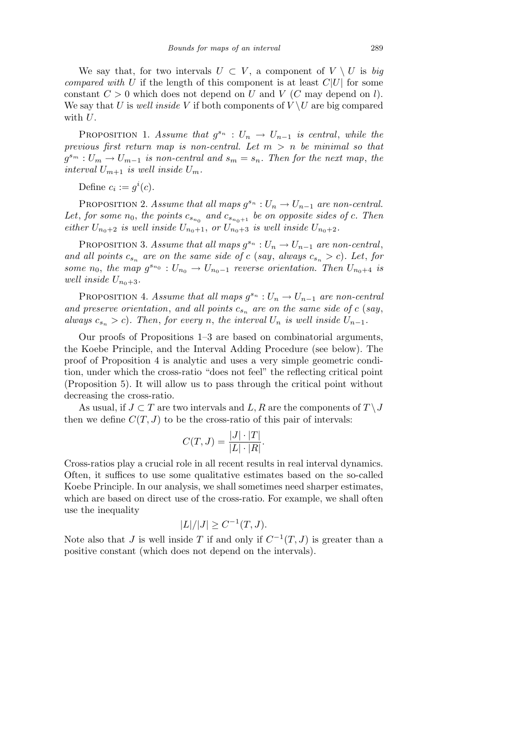We say that, for two intervals $U \subset V$, a component of $V \setminus U$ is *big compared with* $U$ if the length of this component is at least $C|U|$ for some constant $C > 0$ which does not depend on $U$ and $V$ ($C$ may depend on $l$). We say that $U$ is *well inside* $V$ if both components of $V \setminus U$ are big compared with $U$.

PROPOSITION 1. *Assume that $g^{s_n} : U_n \to U_{n-1}$ is central, while the previous first return map is non-central. Let $m > n$ be minimal so that $g^{s_m} : U_m \to U_{m-1}$ is non-central and $s_m = s_n$. Then for the next map, the interval $U_{m+1}$ is well inside $U_m$.*

Define $c_i := g^i(c)$.

PROPOSITION 2. *Assume that all maps $g^{s_n} : U_n \to U_{n-1}$ are non-central. Let, for some $n_0$, the points $c_{s_{n_0}}$ and $c_{s_{n_0+1}}$ be on opposite sides of $c$. Then either $U_{n_0+2}$ is well inside $U_{n_0+1}$, or $U_{n_0+3}$ is well inside $U_{n_0+2}$.*

PROPOSITION 3. *Assume that all maps $g^{s_n} : U_n \to U_{n-1}$ are non-central, and all points $c_{s_n}$ are on the same side of $c$ (say, always $c_{s_n} > c$). Let, for some $n_0$, the map $g^{s_{n_0}} : U_{n_0} \to U_{n_0-1}$ reverse orientation. Then $U_{n_0+4}$ is well inside $U_{n_0+3}$.*

PROPOSITION 4. *Assume that all maps $g^{s_n} : U_n \to U_{n-1}$ are non-central and preserve orientation, and all points $c_{s_n}$ are on the same side of $c$ (say, always $c_{s_n} > c$). Then, for every $n$, the interval $U_n$ is well inside $U_{n-1}$.*

Our proofs of Propositions 1–3 are based on combinatorial arguments, the Koebe Principle, and the Interval Adding Procedure (see below). The proof of Proposition 4 is analytic and uses a very simple geometric condition, under which the cross-ratio "does not feel" the reflecting critical point (Proposition 5). It will allow us to pass through the critical point without decreasing the cross-ratio.

As usual, if $J \subset T$ are two intervals and $L, R$ are the components of $T \setminus J$ then we define $C(T, J)$ to be the cross-ratio of this pair of intervals:

$$C(T, J) = \frac{|J| \cdot |T|}{|L| \cdot |R|}.$$

Cross-ratios play a crucial role in all recent results in real interval dynamics. Often, it suffices to use some qualitative estimates based on the so-called Koebe Principle. In our analysis, we shall sometimes need sharper estimates, which are based on direct use of the cross-ratio. For example, we shall often use the inequality

$$|L|/|J| \geq C^{-1}(T, J).$$

Note also that $J$ is well inside $T$ if and only if $C^{-1}(T, J)$ is greater than a positive constant (which does not depend on the intervals).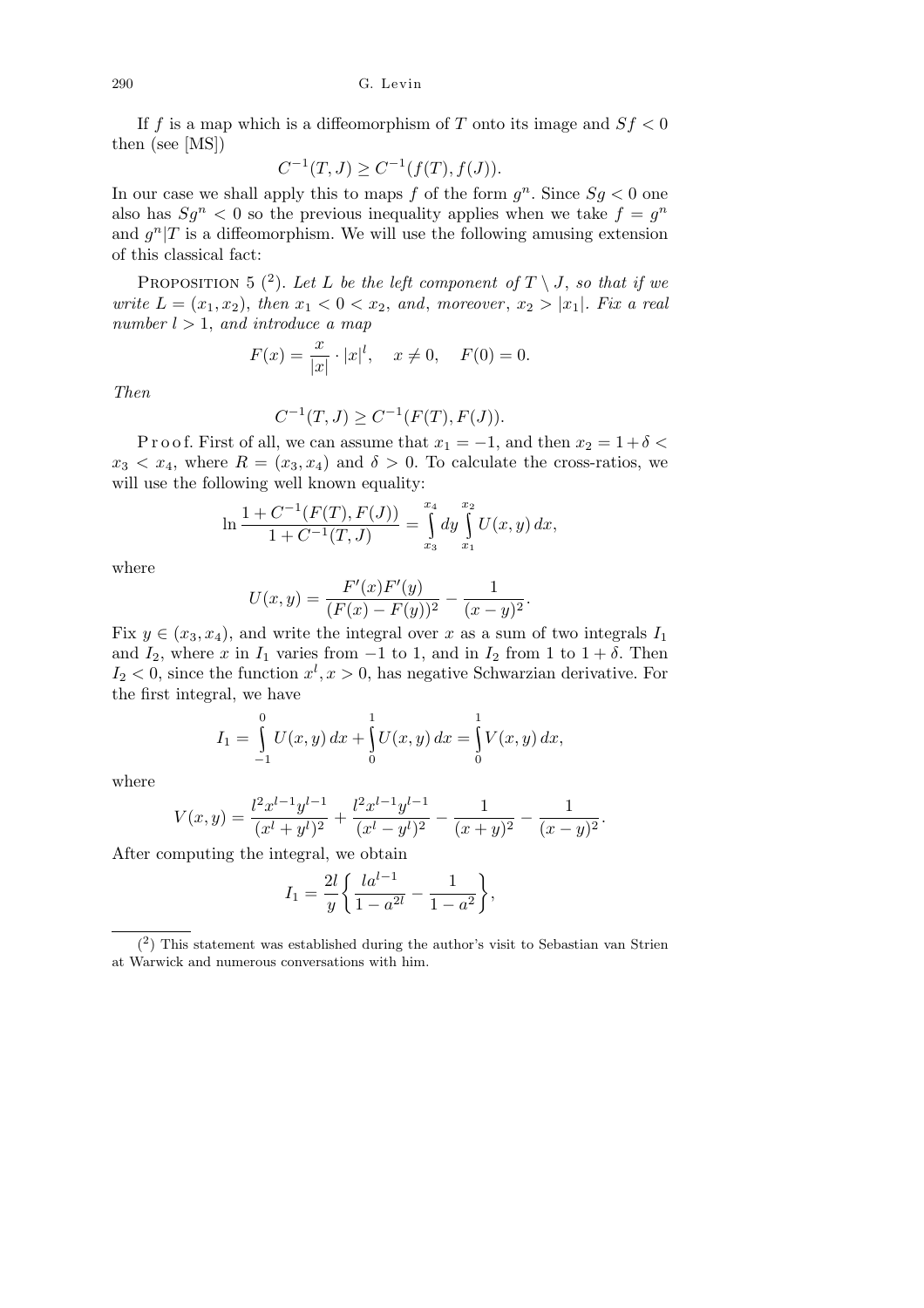If $f$ is a map which is a diffeomorphism of $T$ onto its image and $Sf < 0$ then (see [MS])

$$C^{-1}(T,J) \geq C^{-1}(f(T), f(J)).$$

In our case we shall apply this to maps $f$ of the form $g^n$. Since $Sg < 0$ one also has $Sg^n < 0$ so the previous inequality applies when we take $f = g^n$ and $g^n|T$ is a diffeomorphism. We will use the following amusing extension of this classical fact:

Proposition 5 ([2]). *Let $L$ be the left component of $T \setminus J$, so that if we write $L = (x_1, x_2)$, then $x_1 < 0 < x_2$, and, moreover, $x_2 > |x_1|$. Fix a real number $l > 1$, and introduce a map*

$$F(x) = \frac{x}{|x|} \cdot |x|^l, \quad x \neq 0, \quad F(0) = 0.$$

*Then*

$$C^{-1}(T,J) \geq C^{-1}(F(T), F(J)).$$

Proof. First of all, we can assume that $x_1 = -1$, and then $x_2 = 1 + \delta < x_3 < x_4$, where $R = (x_3, x_4)$ and $\delta > 0$. To calculate the cross-ratios, we will use the following well known equality:

$$\ln \frac{1 + C^{-1}(F(T), F(J))}{1 + C^{-1}(T,J)} = \int_{x_3}^{x_4} dy \int_{x_1}^{x_2} U(x,y)\, dx,$$

where

$$U(x,y) = \frac{F'(x)F'(y)}{(F(x) - F(y))^2} - \frac{1}{(x-y)^2}.$$

Fix $y \in (x_3, x_4)$, and write the integral over $x$ as a sum of two integrals $I_1$ and $I_2$, where $x$ in $I_1$ varies from $-1$ to $1$, and in $I_2$ from $1$ to $1 + \delta$. Then $I_2 < 0$, since the function $x^l, x > 0$, has negative Schwarzian derivative. For the first integral, we have

$$I_1 = \int_{-1}^{0} U(x,y)\, dx + \int_{0}^{1} U(x,y)\, dx = \int_{0}^{1} V(x,y)\, dx,$$

where

$$V(x,y) = \frac{l^2 x^{l-1} y^{l-1}}{(x^l + y^l)^2} + \frac{l^2 x^{l-1} y^{l-1}}{(x^l - y^l)^2} - \frac{1}{(x+y)^2} - \frac{1}{(x-y)^2}.$$

After computing the integral, we obtain

$$I_1 = \frac{2l}{y} \left\{ \frac{l a^{l-1}}{1 - a^{2l}} - \frac{1}{1 - a^2} \right\},$$

---

([2]) This statement was established during the author's visit to Sebastian van Strien at Warwick and numerous conversations with him.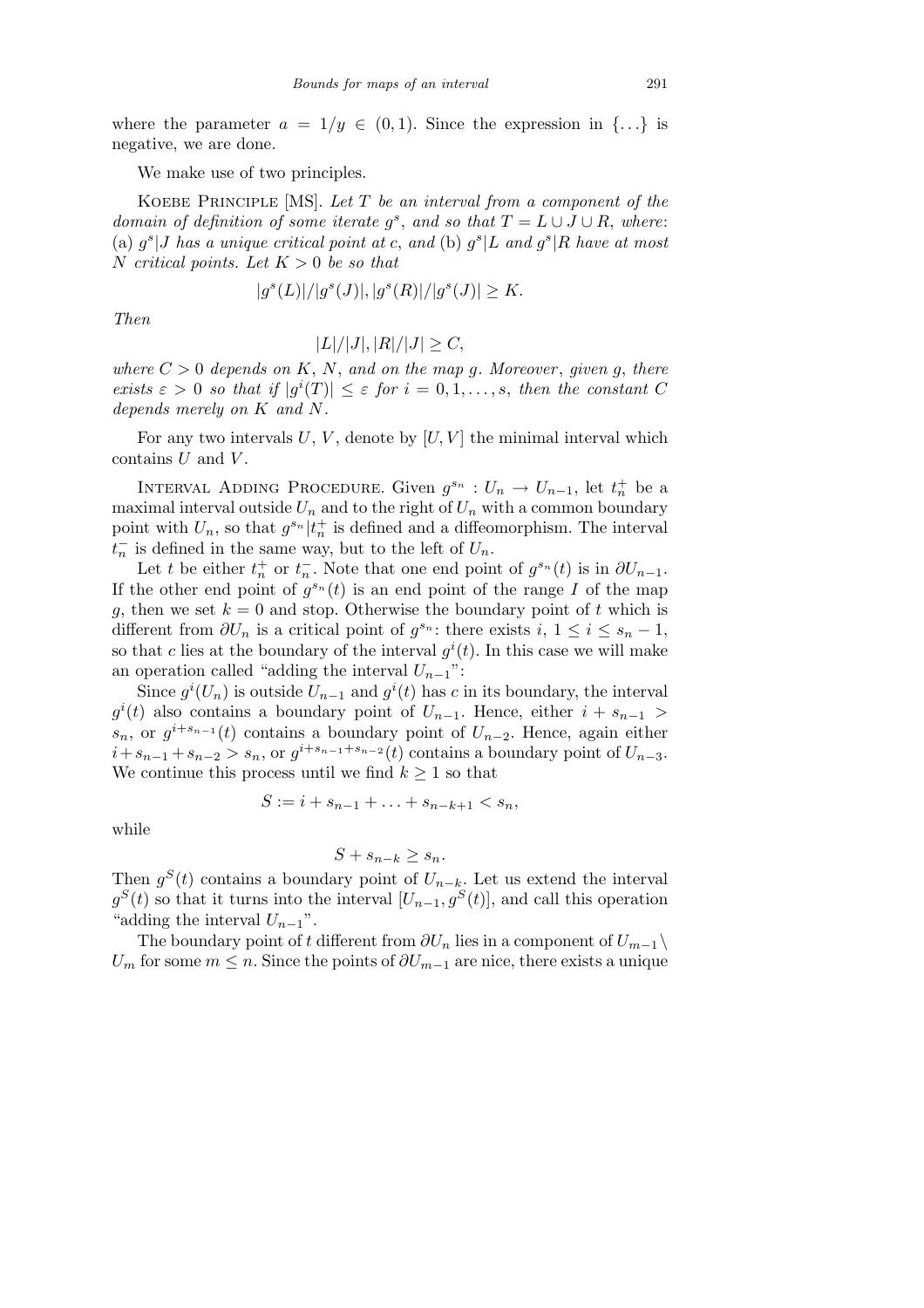where the parameter $a = 1/y \in (0,1)$. Since the expression in $\{\ldots\}$ is negative, we are done.

We make use of two principles.

Koebe Principle [MS]. *Let $T$ be an interval from a component of the domain of definition of some iterate $g^s$, and so that $T = L \cup J \cup R$, where*: (a) *$g^s|J$ has a unique critical point at $c$, and* (b) *$g^s|L$ and $g^s|R$ have at most $N$ critical points. Let $K > 0$ be so that*

$$|g^s(L)|/|g^s(J)|, |g^s(R)|/|g^s(J)| \geq K.$$

*Then*

$$|L|/|J|, |R|/|J| \geq C,$$

*where $C > 0$ depends on $K$, $N$, and on the map $g$. Moreover, given $g$, there exists $\varepsilon > 0$ so that if $|g^i(T)| \leq \varepsilon$ for $i = 0, 1, \ldots, s$, then the constant $C$ depends merely on $K$ and $N$.*

For any two intervals $U$, $V$, denote by $[U, V]$ the minimal interval which contains $U$ and $V$.

Interval Adding Procedure. Given $g^{s_n} : U_n \to U_{n-1}$, let $t_n^+$ be a maximal interval outside $U_n$ and to the right of $U_n$ with a common boundary point with $U_n$, so that $g^{s_n}|t_n^+$ is defined and a diffeomorphism. The interval $t_n^-$ is defined in the same way, but to the left of $U_n$.

Let $t$ be either $t_n^+$ or $t_n^-$. Note that one end point of $g^{s_n}(t)$ is in $\partial U_{n-1}$. If the other end point of $g^{s_n}(t)$ is an end point of the range $I$ of the map $g$, then we set $k = 0$ and stop. Otherwise the boundary point of $t$ which is different from $\partial U_n$ is a critical point of $g^{s_n}$: there exists $i$, $1 \leq i \leq s_n - 1$, so that $c$ lies at the boundary of the interval $g^i(t)$. In this case we will make an operation called "adding the interval $U_{n-1}$":

Since $g^i(U_n)$ is outside $U_{n-1}$ and $g^i(t)$ has $c$ in its boundary, the interval $g^i(t)$ also contains a boundary point of $U_{n-1}$. Hence, either $i + s_{n-1} > s_n$, or $g^{i+s_{n-1}}(t)$ contains a boundary point of $U_{n-2}$. Hence, again either $i + s_{n-1} + s_{n-2} > s_n$, or $g^{i+s_{n-1}+s_{n-2}}(t)$ contains a boundary point of $U_{n-3}$. We continue this process until we find $k \geq 1$ so that

$$S := i + s_{n-1} + \ldots + s_{n-k+1} < s_n,$$

while

$$S + s_{n-k} \geq s_n.$$

Then $g^S(t)$ contains a boundary point of $U_{n-k}$. Let us extend the interval $g^S(t)$ so that it turns into the interval $[U_{n-1}, g^S(t)]$, and call this operation "adding the interval $U_{n-1}$".

The boundary point of $t$ different from $\partial U_n$ lies in a component of $U_{m-1} \setminus U_m$ for some $m \leq n$. Since the points of $\partial U_{m-1}$ are nice, there exists a unique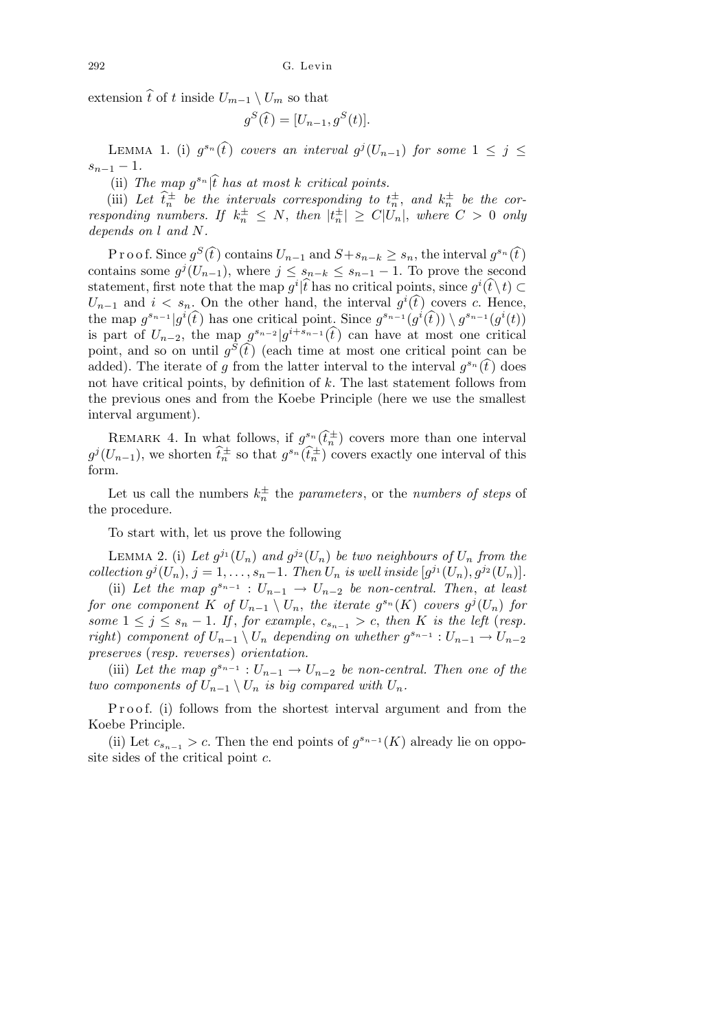extension $\widehat{t}$ of $t$ inside $U_{m-1} \setminus U_m$ so that

$$g^S(\widehat{t}) = [U_{n-1}, g^S(t)].$$

LEMMA 1. (i) *$g^{s_n}(\widehat{t})$ covers an interval $g^j(U_{n-1})$ for some $1 \le j \le s_{n-1} - 1$.*

(ii) *The map $g^{s_n}|\widehat{t}$ has at most $k$ critical points.*

(iii) *Let $\widehat{t}_n^{\pm}$ be the intervals corresponding to $t_n^{\pm}$, and $k_n^{\pm}$ be the corresponding numbers. If $k_n^{\pm} \le N$, then $|t_n^{\pm}| \ge C|U_n|$, where $C > 0$ only depends on $l$ and $N$.*

Proof. Since $g^S(\widehat{t})$ contains $U_{n-1}$ and $S + s_{n-k} \ge s_n$, the interval $g^{s_n}(\widehat{t})$ contains some $g^j(U_{n-1})$, where $j \le s_{n-k} \le s_{n-1} - 1$. To prove the second statement, first note that the map $g^i|\widehat{t}$ has no critical points, since $g^i(\widehat{t} \setminus t) \subset U_{n-1}$ and $i < s_n$. On the other hand, the interval $g^i(\widehat{t})$ covers $c$. Hence, the map $g^{s_{n-1}}|g^i(\widehat{t})$ has one critical point. Since $g^{s_{n-1}}(g^i(\widehat{t})) \setminus g^{s_{n-1}}(g^i(t))$ is part of $U_{n-2}$, the map $g^{s_{n-2}}|g^{i+s_{n-1}}(\widehat{t})$ can have at most one critical point, and so on until $g^S(\widehat{t})$ (each time at most one critical point can be added). The iterate of $g$ from the latter interval to the interval $g^{s_n}(\widehat{t})$ does not have critical points, by definition of $k$. The last statement follows from the previous ones and from the Koebe Principle (here we use the smallest interval argument).

REMARK 4. In what follows, if $g^{s_n}(\widehat{t}_n^{\pm})$ covers more than one interval $g^j(U_{n-1})$, we shorten $\widehat{t}_n^{\pm}$ so that $g^{s_n}(\widehat{t}_n^{\pm})$ covers exactly one interval of this form.

Let us call the numbers $k_n^{\pm}$ the *parameters*, or the *numbers of steps* of the procedure.

To start with, let us prove the following

LEMMA 2. (i) *Let $g^{j_1}(U_n)$ and $g^{j_2}(U_n)$ be two neighbours of $U_n$ from the collection $g^j(U_n)$, $j = 1, \ldots, s_n - 1$. Then $U_n$ is well inside $[g^{j_1}(U_n), g^{j_2}(U_n)]$.*

(ii) *Let the map $g^{s_{n-1}} : U_{n-1} \to U_{n-2}$ be non-central. Then, at least for one component $K$ of $U_{n-1} \setminus U_n$, the iterate $g^{s_n}(K)$ covers $g^j(U_n)$ for some $1 \le j \le s_n - 1$. If, for example, $c_{s_{n-1}} > c$, then $K$ is the left* (*resp. right*) *component of $U_{n-1} \setminus U_n$ depending on whether $g^{s_{n-1}} : U_{n-1} \to U_{n-2}$ preserves* (*resp. reverses*) *orientation.*

(iii) *Let the map $g^{s_{n-1}} : U_{n-1} \to U_{n-2}$ be non-central. Then one of the two components of $U_{n-1} \setminus U_n$ is big compared with $U_n$.*

Proof. (i) follows from the shortest interval argument and from the Koebe Principle.

(ii) Let $c_{s_{n-1}} > c$. Then the end points of $g^{s_{n-1}}(K)$ already lie on opposite sides of the critical point $c$.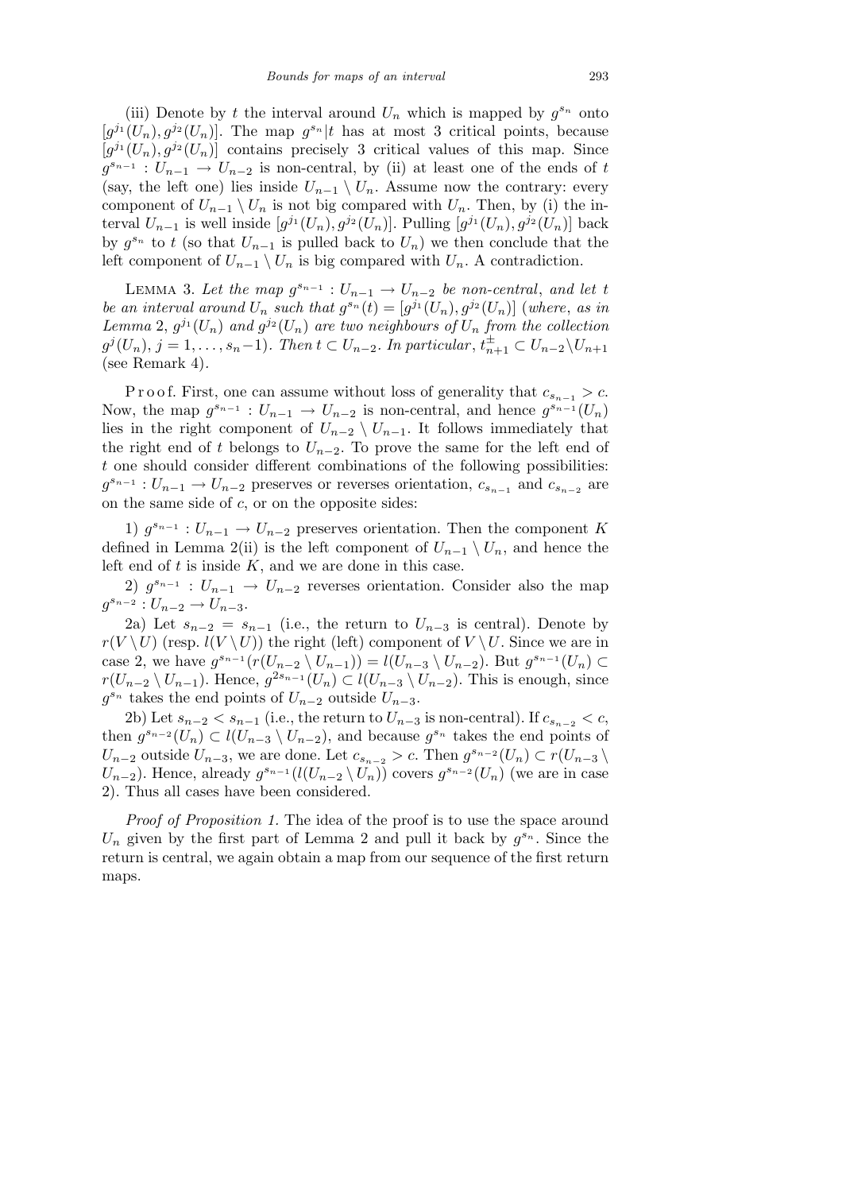(iii) Denote by $t$ the interval around $U_n$ which is mapped by $g^{s_n}$ onto $[g^{j_1}(U_n), g^{j_2}(U_n)]$. The map $g^{s_n}|t$ has at most 3 critical points, because $[g^{j_1}(U_n), g^{j_2}(U_n)]$ contains precisely 3 critical values of this map. Since $g^{s_{n-1}} : U_{n-1} \to U_{n-2}$ is non-central, by (ii) at least one of the ends of $t$ (say, the left one) lies inside $U_{n-1} \setminus U_n$. Assume now the contrary: every component of $U_{n-1} \setminus U_n$ is not big compared with $U_n$. Then, by (i) the interval $U_{n-1}$ is well inside $[g^{j_1}(U_n), g^{j_2}(U_n)]$. Pulling $[g^{j_1}(U_n), g^{j_2}(U_n)]$ back by $g^{s_n}$ to $t$ (so that $U_{n-1}$ is pulled back to $U_n$) we then conclude that the left component of $U_{n-1} \setminus U_n$ is big compared with $U_n$. A contradiction.

Lemma 3. *Let the map $g^{s_{n-1}} : U_{n-1} \to U_{n-2}$ be non-central, and let $t$ be an interval around $U_n$ such that $g^{s_n}(t) = [g^{j_1}(U_n), g^{j_2}(U_n)]$ (where, as in Lemma 2, $g^{j_1}(U_n)$ and $g^{j_2}(U_n)$ are two neighbours of $U_n$ from the collection $g^j(U_n)$, $j = 1, \ldots, s_n-1$). Then $t \subset U_{n-2}$. In particular, $t^{\pm}_{n+1} \subset U_{n-2} \setminus U_{n+1}$ (see Remark 4).*

Proof. First, one can assume without loss of generality that $c_{s_{n-1}} > c$. Now, the map $g^{s_{n-1}} : U_{n-1} \to U_{n-2}$ is non-central, and hence $g^{s_{n-1}}(U_n)$ lies in the right component of $U_{n-2} \setminus U_{n-1}$. It follows immediately that the right end of $t$ belongs to $U_{n-2}$. To prove the same for the left end of $t$ one should consider different combinations of the following possibilities: $g^{s_{n-1}} : U_{n-1} \to U_{n-2}$ preserves or reverses orientation, $c_{s_{n-1}}$ and $c_{s_{n-2}}$ are on the same side of $c$, or on the opposite sides:

1) $g^{s_{n-1}} : U_{n-1} \to U_{n-2}$ preserves orientation. Then the component $K$ defined in Lemma 2(ii) is the left component of $U_{n-1} \setminus U_n$, and hence the left end of $t$ is inside $K$, and we are done in this case.

2) $g^{s_{n-1}} : U_{n-1} \to U_{n-2}$ reverses orientation. Consider also the map $g^{s_{n-2}} : U_{n-2} \to U_{n-3}$.

2a) Let $s_{n-2} = s_{n-1}$ (i.e., the return to $U_{n-3}$ is central). Denote by $r(V \setminus U)$ (resp. $l(V \setminus U)$) the right (left) component of $V \setminus U$. Since we are in case 2, we have $g^{s_{n-1}}(r(U_{n-2} \setminus U_{n-1})) = l(U_{n-3} \setminus U_{n-2})$. But $g^{s_{n-1}}(U_n) \subset r(U_{n-2} \setminus U_{n-1})$. Hence, $g^{2s_{n-1}}(U_n) \subset l(U_{n-3} \setminus U_{n-2})$. This is enough, since $g^{s_n}$ takes the end points of $U_{n-2}$ outside $U_{n-3}$.

2b) Let $s_{n-2} < s_{n-1}$ (i.e., the return to $U_{n-3}$ is non-central). If $c_{s_{n-2}} < c$, then $g^{s_{n-2}}(U_n) \subset l(U_{n-3} \setminus U_{n-2})$, and because $g^{s_n}$ takes the end points of $U_{n-2}$ outside $U_{n-3}$, we are done. Let $c_{s_{n-2}} > c$. Then $g^{s_{n-2}}(U_n) \subset r(U_{n-3} \setminus U_{n-2})$. Hence, already $g^{s_{n-1}}(l(U_{n-2} \setminus U_n))$ covers $g^{s_{n-2}}(U_n)$ (we are in case 2). Thus all cases have been considered.

*Proof of Proposition 1.* The idea of the proof is to use the space around $U_n$ given by the first part of Lemma 2 and pull it back by $g^{s_n}$. Since the return is central, we again obtain a map from our sequence of the first return maps.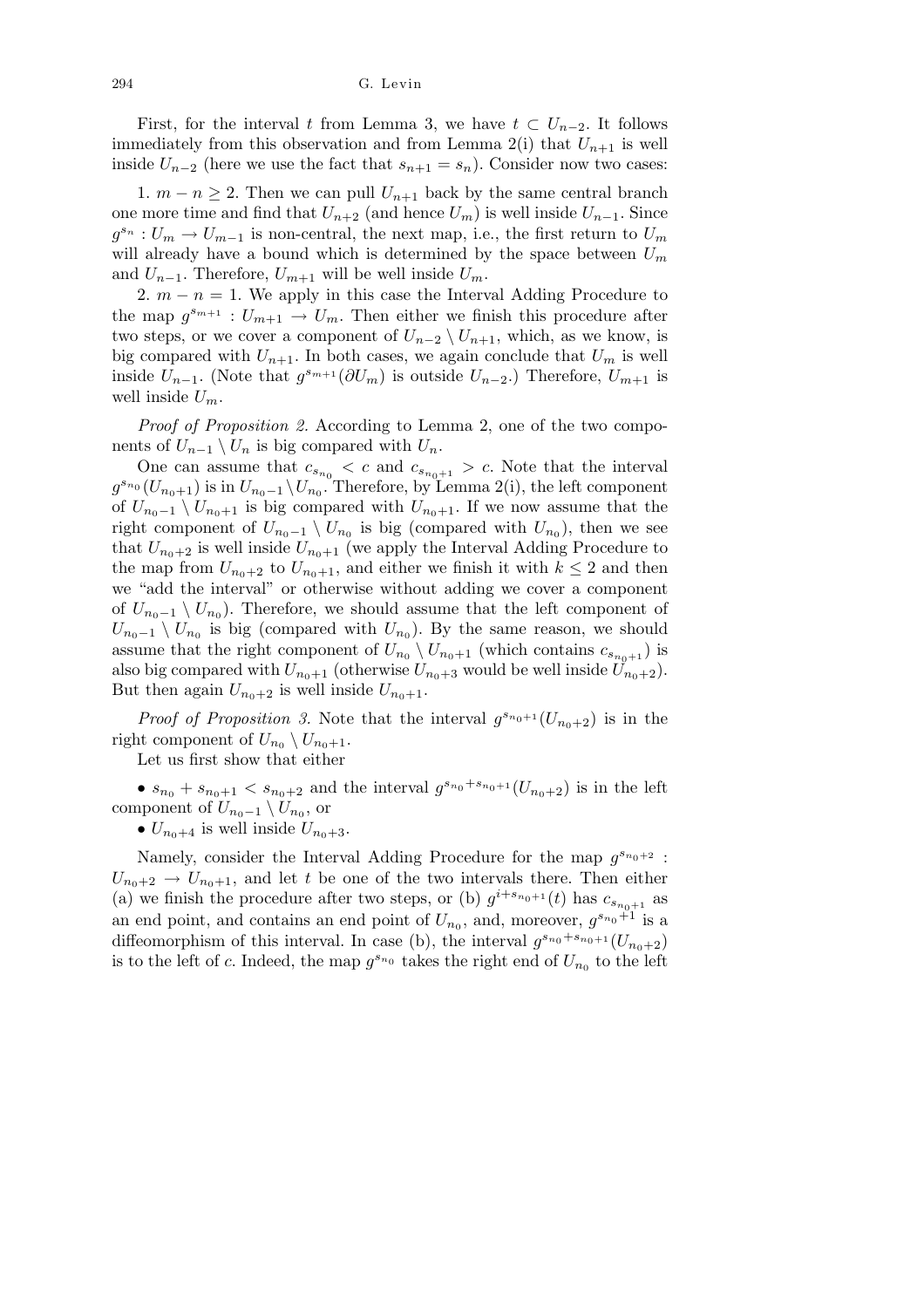First, for the interval $t$ from Lemma 3, we have $t \subset U_{n-2}$. It follows immediately from this observation and from Lemma 2(i) that $U_{n+1}$ is well inside $U_{n-2}$ (here we use the fact that $s_{n+1} = s_n$). Consider now two cases:

1. $m - n \geq 2$. Then we can pull $U_{n+1}$ back by the same central branch one more time and find that $U_{n+2}$ (and hence $U_m$) is well inside $U_{n-1}$. Since $g^{s_n} : U_m \to U_{m-1}$ is non-central, the next map, i.e., the first return to $U_m$ will already have a bound which is determined by the space between $U_m$ and $U_{n-1}$. Therefore, $U_{m+1}$ will be well inside $U_m$.

2. $m - n = 1$. We apply in this case the Interval Adding Procedure to the map $g^{s_{m+1}} : U_{m+1} \to U_m$. Then either we finish this procedure after two steps, or we cover a component of $U_{n-2} \setminus U_{n+1}$, which, as we know, is big compared with $U_{n+1}$. In both cases, we again conclude that $U_m$ is well inside $U_{n-1}$. (Note that $g^{s_{m+1}}(\partial U_m)$ is outside $U_{n-2}$.) Therefore, $U_{m+1}$ is well inside $U_m$.

*Proof of Proposition 2.* According to Lemma 2, one of the two components of $U_{n-1} \setminus U_n$ is big compared with $U_n$.

One can assume that $c_{s_{n_0}} < c$ and $c_{s_{n_0+1}} > c$. Note that the interval $g^{s_{n_0}}(U_{n_0+1})$ is in $U_{n_0-1} \setminus U_{n_0}$. Therefore, by Lemma 2(i), the left component of $U_{n_0-1} \setminus U_{n_0+1}$ is big compared with $U_{n_0+1}$. If we now assume that the right component of $U_{n_0-1} \setminus U_{n_0}$ is big (compared with $U_{n_0}$), then we see that $U_{n_0+2}$ is well inside $U_{n_0+1}$ (we apply the Interval Adding Procedure to the map from $U_{n_0+2}$ to $U_{n_0+1}$, and either we finish it with $k \leq 2$ and then we "add the interval" or otherwise without adding we cover a component of $U_{n_0-1} \setminus U_{n_0}$). Therefore, we should assume that the left component of $U_{n_0-1} \setminus U_{n_0}$ is big (compared with $U_{n_0}$). By the same reason, we should assume that the right component of $U_{n_0} \setminus U_{n_0+1}$ (which contains $c_{s_{n_0+1}}$) is also big compared with $U_{n_0+1}$ (otherwise $U_{n_0+3}$ would be well inside $U_{n_0+2}$). But then again $U_{n_0+2}$ is well inside $U_{n_0+1}$.

*Proof of Proposition 3.* Note that the interval $g^{s_{n_0+1}}(U_{n_0+2})$ is in the right component of $U_{n_0} \setminus U_{n_0+1}$.

Let us first show that either

- $s_{n_0} + s_{n_0+1} < s_{n_0+2}$ and the interval $g^{s_{n_0}+s_{n_0+1}}(U_{n_0+2})$ is in the left component of $U_{n_0-1} \setminus U_{n_0}$, or
- $U_{n_0+4}$ is well inside $U_{n_0+3}$.

Namely, consider the Interval Adding Procedure for the map $g^{s_{n_0+2}} : U_{n_0+2} \to U_{n_0+1}$, and let $t$ be one of the two intervals there. Then either (a) we finish the procedure after two steps, or (b) $g^{i+s_{n_0+1}}(t)$ has $c_{s_{n_0+1}}$ as an end point, and contains an end point of $U_{n_0}$, and, moreover, $g^{s_{n_0}+1}$ is a diffeomorphism of this interval. In case (b), the interval $g^{s_{n_0}+s_{n_0+1}}(U_{n_0+2})$ is to the left of $c$. Indeed, the map $g^{s_{n_0}}$ takes the right end of $U_{n_0}$ to the left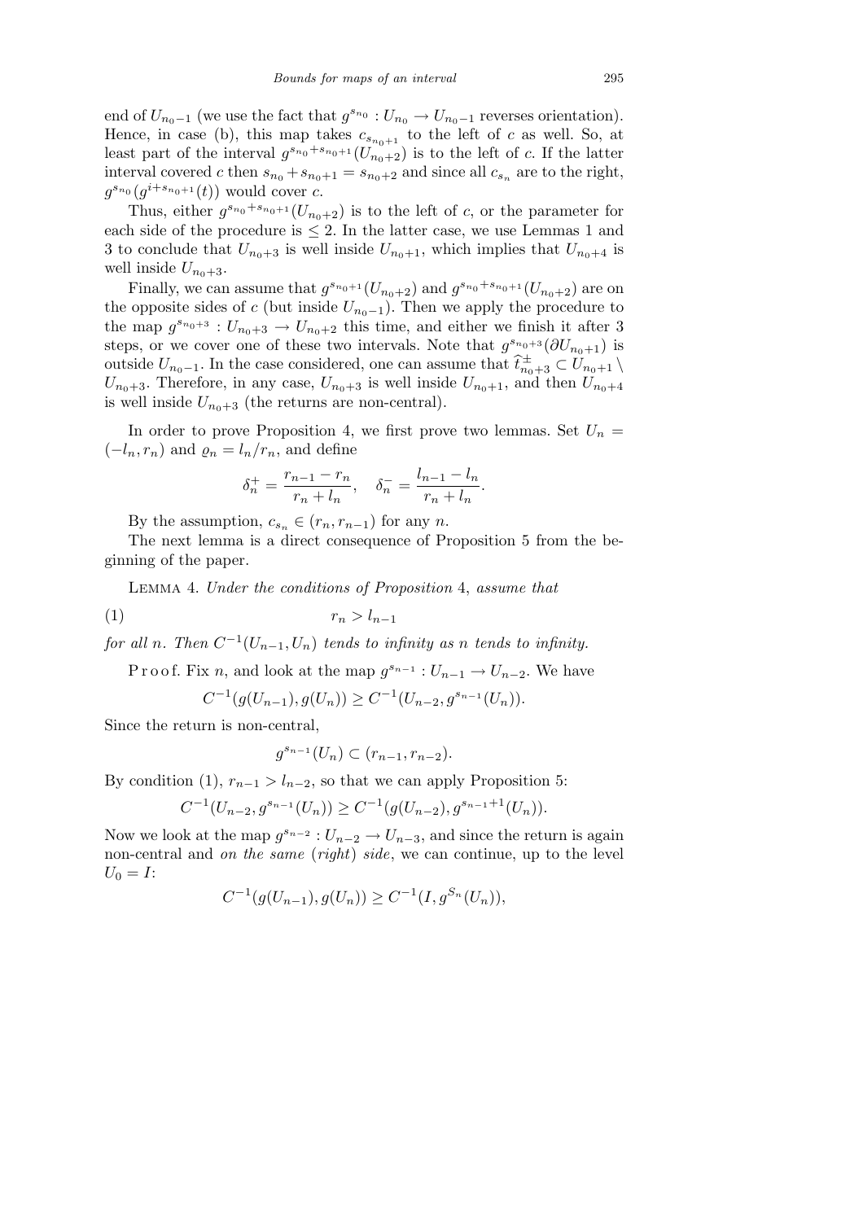end of $U_{n_0-1}$ (we use the fact that $g^{s_{n_0}} : U_{n_0} \to U_{n_0-1}$ reverses orientation). Hence, in case (b), this map takes $c_{s_{n_0+1}}$ to the left of $c$ as well. So, at least part of the interval $g^{s_{n_0}+s_{n_0+1}}(U_{n_0+2})$ is to the left of $c$. If the latter interval covered $c$ then $s_{n_0}+s_{n_0+1} = s_{n_0+2}$ and since all $c_{s_n}$ are to the right, $g^{s_{n_0}}(g^{i+s_{n_0+1}}(t))$ would cover $c$.

Thus, either $g^{s_{n_0}+s_{n_0+1}}(U_{n_0+2})$ is to the left of $c$, or the parameter for each side of the procedure is $\le 2$. In the latter case, we use Lemmas 1 and 3 to conclude that $U_{n_0+3}$ is well inside $U_{n_0+1}$, which implies that $U_{n_0+4}$ is well inside $U_{n_0+3}$.

Finally, we can assume that $g^{s_{n_0+1}}(U_{n_0+2})$ and $g^{s_{n_0}+s_{n_0+1}}(U_{n_0+2})$ are on the opposite sides of $c$ (but inside $U_{n_0-1}$). Then we apply the procedure to the map $g^{s_{n_0+3}} : U_{n_0+3} \to U_{n_0+2}$ this time, and either we finish it after 3 steps, or we cover one of these two intervals. Note that $g^{s_{n_0+3}}(\partial U_{n_0+1})$ is outside $U_{n_0-1}$. In the case considered, one can assume that $\widehat{t}^{\pm}_{n_0+3} \subset U_{n_0+1} \setminus U_{n_0+3}$. Therefore, in any case, $U_{n_0+3}$ is well inside $U_{n_0+1}$, and then $U_{n_0+4}$ is well inside $U_{n_0+3}$ (the returns are non-central).

In order to prove Proposition 4, we first prove two lemmas. Set $U_n = (-l_n, r_n)$ and $\varrho_n = l_n/r_n$, and define

$$\delta_n^+ = \frac{r_{n-1} - r_n}{r_n + l_n}, \quad \delta_n^- = \frac{l_{n-1} - l_n}{r_n + l_n}.$$

By the assumption, $c_{s_n} \in (r_n, r_{n-1})$ for any $n$.

The next lemma is a direct consequence of Proposition 5 from the beginning of the paper.

Lemma 4. *Under the conditions of Proposition* 4, *assume that*

$$r_n > l_{n-1} \tag{1}$$

*for all* $n$. *Then* $C^{-1}(U_{n-1}, U_n)$ *tends to infinity as* $n$ *tends to infinity.*

Proof. Fix $n$, and look at the map $g^{s_{n-1}} : U_{n-1} \to U_{n-2}$. We have

$$C^{-1}(g(U_{n-1}), g(U_n)) \ge C^{-1}(U_{n-2}, g^{s_{n-1}}(U_n)).$$

Since the return is non-central,

$$g^{s_{n-1}}(U_n) \subset (r_{n-1}, r_{n-2}).$$

By condition (1), $r_{n-1} > l_{n-2}$, so that we can apply Proposition 5:

$$C^{-1}(U_{n-2}, g^{s_{n-1}}(U_n)) \ge C^{-1}(g(U_{n-2}), g^{s_{n-1}+1}(U_n)).$$

Now we look at the map $g^{s_{n-2}} : U_{n-2} \to U_{n-3}$, and since the return is again non-central and *on the same* (*right*) *side*, we can continue, up to the level $U_0 = I$:

$$C^{-1}(g(U_{n-1}), g(U_n)) \ge C^{-1}(I, g^{S_n}(U_n)),$$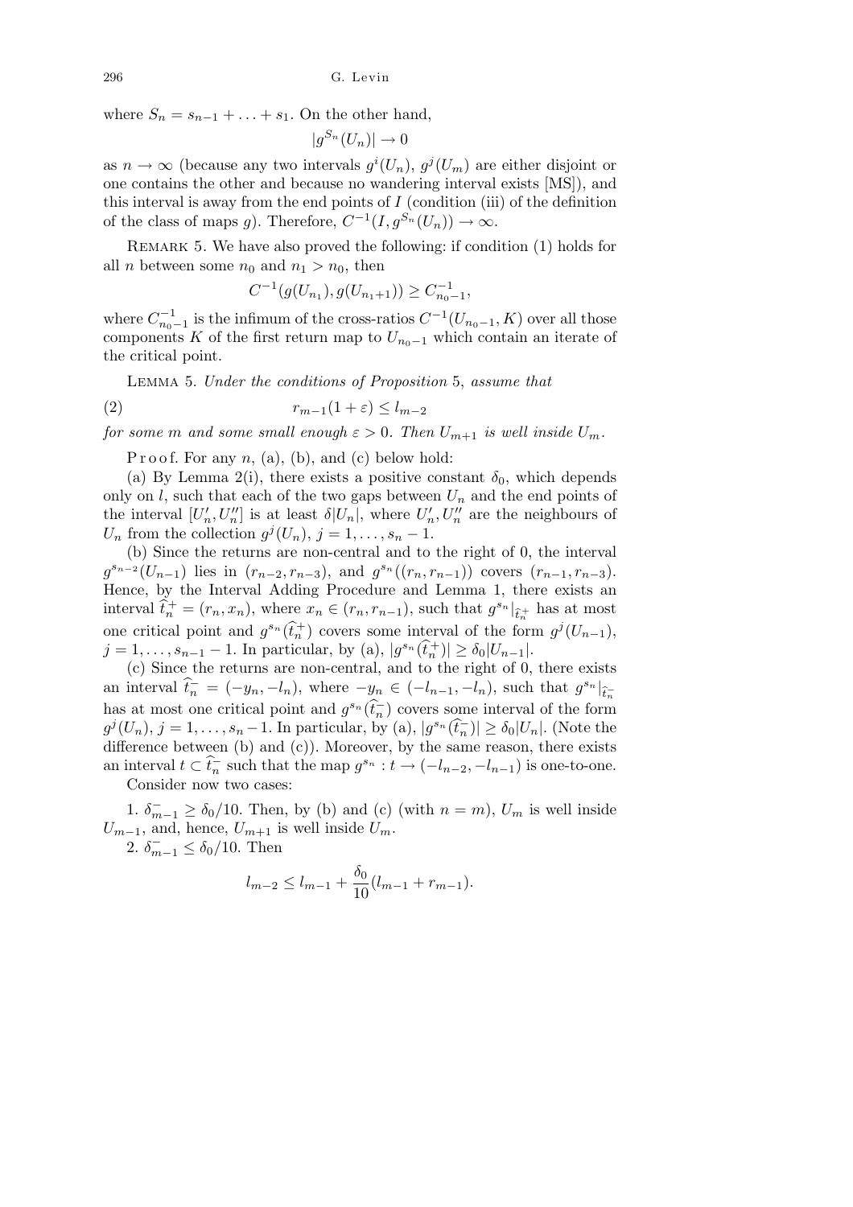where $S_n = s_{n-1} + \ldots + s_1$. On the other hand,

$$|g^{S_n}(U_n)| \to 0$$

as $n \to \infty$ (because any two intervals $g^i(U_n)$, $g^j(U_m)$ are either disjoint or one contains the other and because no wandering interval exists [MS]), and this interval is away from the end points of $I$ (condition (iii) of the definition of the class of maps $g$). Therefore, $C^{-1}(I, g^{S_n}(U_n)) \to \infty$.

Remark 5. We have also proved the following: if condition (1) holds for all $n$ between some $n_0$ and $n_1 > n_0$, then

$$C^{-1}(g(U_{n_1}), g(U_{n_1+1})) \geq C^{-1}_{n_0-1},$$

where $C^{-1}_{n_0-1}$ is the infimum of the cross-ratios $C^{-1}(U_{n_0-1}, K)$ over all those components $K$ of the first return map to $U_{n_0-1}$ which contain an iterate of the critical point.

Lemma 5. *Under the conditions of Proposition* 5, *assume that*

$$r_{m-1}(1+\varepsilon) \leq l_{m-2} \tag{2}$$

*for some $m$ and some small enough $\varepsilon > 0$. Then $U_{m+1}$ is well inside $U_m$.*

Proof. For any $n$, (a), (b), and (c) below hold:

(a) By Lemma 2(i), there exists a positive constant $\delta_0$, which depends only on $l$, such that each of the two gaps between $U_n$ and the end points of the interval $[U'_n, U''_n]$ is at least $\delta|U_n|$, where $U'_n, U''_n$ are the neighbours of $U_n$ from the collection $g^j(U_n)$, $j = 1, \ldots, s_n - 1$.

(b) Since the returns are non-central and to the right of 0, the interval $g^{s_{n-2}}(U_{n-1})$ lies in $(r_{n-2}, r_{n-3})$, and $g^{s_n}((r_n, r_{n-1}))$ covers $(r_{n-1}, r_{n-3})$. Hence, by the Interval Adding Procedure and Lemma 1, there exists an interval $\widehat{t}_n^+ = (r_n, x_n)$, where $x_n \in (r_n, r_{n-1})$, such that $g^{s_n}|_{\widehat{t}_n^+}$ has at most one critical point and $g^{s_n}(\widehat{t}_n^+)$ covers some interval of the form $g^j(U_{n-1})$, $j = 1, \ldots, s_{n-1} - 1$. In particular, by (a), $|g^{s_n}(\widehat{t}_n^+)| \geq \delta_0 |U_{n-1}|$.

(c) Since the returns are non-central, and to the right of 0, there exists an interval $\widehat{t}_n^- = (-y_n, -l_n)$, where $-y_n \in (-l_{n-1}, -l_n)$, such that $g^{s_n}|_{\widehat{t}_n^-}$ has at most one critical point and $g^{s_n}(\widehat{t}_n^-)$ covers some interval of the form $g^j(U_n)$, $j = 1, \ldots, s_n - 1$. In particular, by (a), $|g^{s_n}(\widehat{t}_n^-)| \geq \delta_0 |U_n|$. (Note the difference between (b) and (c)). Moreover, by the same reason, there exists an interval $t \subset \widehat{t}_n^-$ such that the map $g^{s_n} : t \to (-l_{n-2}, -l_{n-1})$ is one-to-one.

Consider now two cases:

1. $\delta_{m-1}^- \geq \delta_0/10$. Then, by (b) and (c) (with $n = m$), $U_m$ is well inside $U_{m-1}$, and, hence, $U_{m+1}$ is well inside $U_m$.

2. $\delta_{m-1}^- \leq \delta_0/10$. Then

$$l_{m-2} \leq l_{m-1} + \frac{\delta_0}{10}(l_{m-1} + r_{m-1}).$$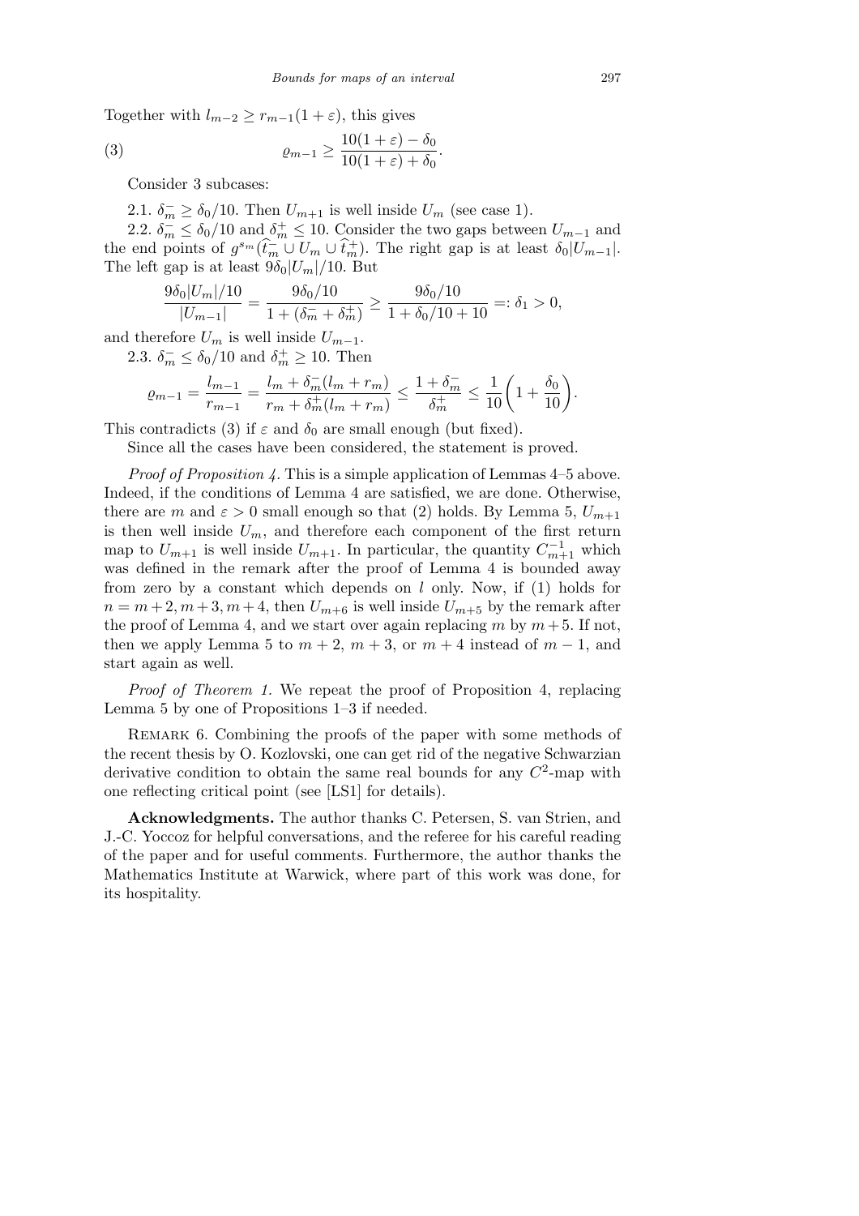Together with $l_{m-2} \geq r_{m-1}(1+\varepsilon)$, this gives

$$\varrho_{m-1} \geq \frac{10(1+\varepsilon)-\delta_0}{10(1+\varepsilon)+\delta_0}. \tag{3}$$

Consider 3 subcases:

2.1. $\delta_m^- \geq \delta_0/10$. Then $U_{m+1}$ is well inside $U_m$ (see case 1).

2.2. $\delta_m^- \leq \delta_0/10$ and $\delta_m^+ \leq 10$. Consider the two gaps between $U_{m-1}$ and the end points of $g^{s_m}(\widehat{t}_m^- \cup U_m \cup \widehat{t}_m^+)$. The right gap is at least $\delta_0|U_{m-1}|$. The left gap is at least $9\delta_0|U_m|/10$. But

$$\frac{9\delta_0|U_m|/10}{|U_{m-1}|} = \frac{9\delta_0/10}{1+(\delta_m^- + \delta_m^+)} \geq \frac{9\delta_0/10}{1+\delta_0/10+10} =: \delta_1 > 0,$$

and therefore $U_m$ is well inside $U_{m-1}$.

2.3. $\delta_m^- \leq \delta_0/10$ and $\delta_m^+ \geq 10$. Then

$$\varrho_{m-1} = \frac{l_{m-1}}{r_{m-1}} = \frac{l_m + \delta_m^-(l_m + r_m)}{r_m + \delta_m^+(l_m+r_m)} \leq \frac{1+\delta_m^-}{\delta_m^+} \leq \frac{1}{10}\left(1+\frac{\delta_0}{10}\right).$$

This contradicts (3) if $\varepsilon$ and $\delta_0$ are small enough (but fixed).

Since all the cases have been considered, the statement is proved.

*Proof of Proposition 4.* This is a simple application of Lemmas 4–5 above. Indeed, if the conditions of Lemma 4 are satisfied, we are done. Otherwise, there are $m$ and $\varepsilon > 0$ small enough so that (2) holds. By Lemma 5, $U_{m+1}$ is then well inside $U_m$, and therefore each component of the first return map to $U_{m+1}$ is well inside $U_{m+1}$. In particular, the quantity $C_{m+1}^{-1}$ which was defined in the remark after the proof of Lemma 4 is bounded away from zero by a constant which depends on $l$ only. Now, if (1) holds for $n = m+2, m+3, m+4$, then $U_{m+6}$ is well inside $U_{m+5}$ by the remark after the proof of Lemma 4, and we start over again replacing $m$ by $m+5$. If not, then we apply Lemma 5 to $m+2$, $m+3$, or $m+4$ instead of $m-1$, and start again as well.

*Proof of Theorem 1.* We repeat the proof of Proposition 4, replacing Lemma 5 by one of Propositions 1–3 if needed.

REMARK 6. Combining the proofs of the paper with some methods of the recent thesis by O. Kozlovski, one can get rid of the negative Schwarzian derivative condition to obtain the same real bounds for any $C^2$-map with one reflecting critical point (see [LS1] for details).

**Acknowledgments.** The author thanks C. Petersen, S. van Strien, and J.-C. Yoccoz for helpful conversations, and the referee for his careful reading of the paper and for useful comments. Furthermore, the author thanks the Mathematics Institute at Warwick, where part of this work was done, for its hospitality.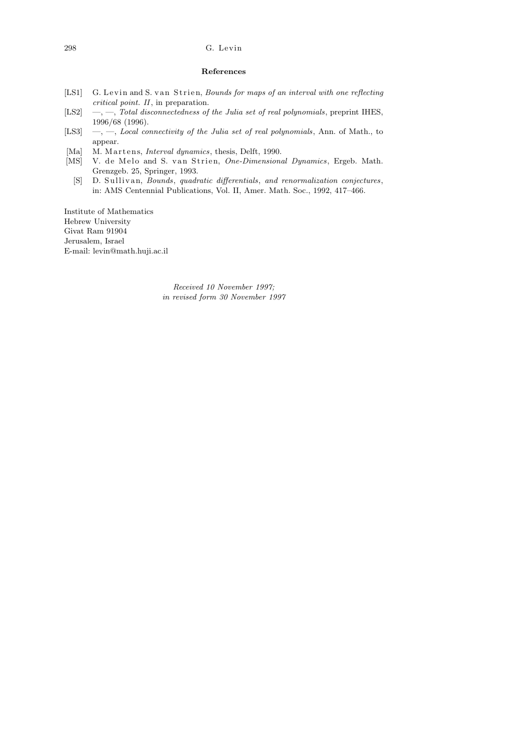## References

[LS1] G. Levin and S. van Strien, *Bounds for maps of an interval with one reflecting critical point. II*, in preparation.

[LS2] —, —, *Total disconnectedness of the Julia set of real polynomials*, preprint IHES, 1996/68 (1996).

[LS3] —, —, *Local connectivity of the Julia set of real polynomials*, Ann. of Math., to appear.

[Ma] M. Martens, *Interval dynamics*, thesis, Delft, 1990.

[MS] V. de Melo and S. van Strien, *One-Dimensional Dynamics*, Ergeb. Math. Grenzgeb. 25, Springer, 1993.

[S] D. Sullivan, *Bounds, quadratic differentials, and renormalization conjectures*, in: AMS Centennial Publications, Vol. II, Amer. Math. Soc., 1992, 417–466.

Institute of Mathematics
Hebrew University
Givat Ram 91904
Jerusalem, Israel
E-mail: levin@math.huji.ac.il

*Received 10 November 1997;*
*in revised form 30 November 1997*